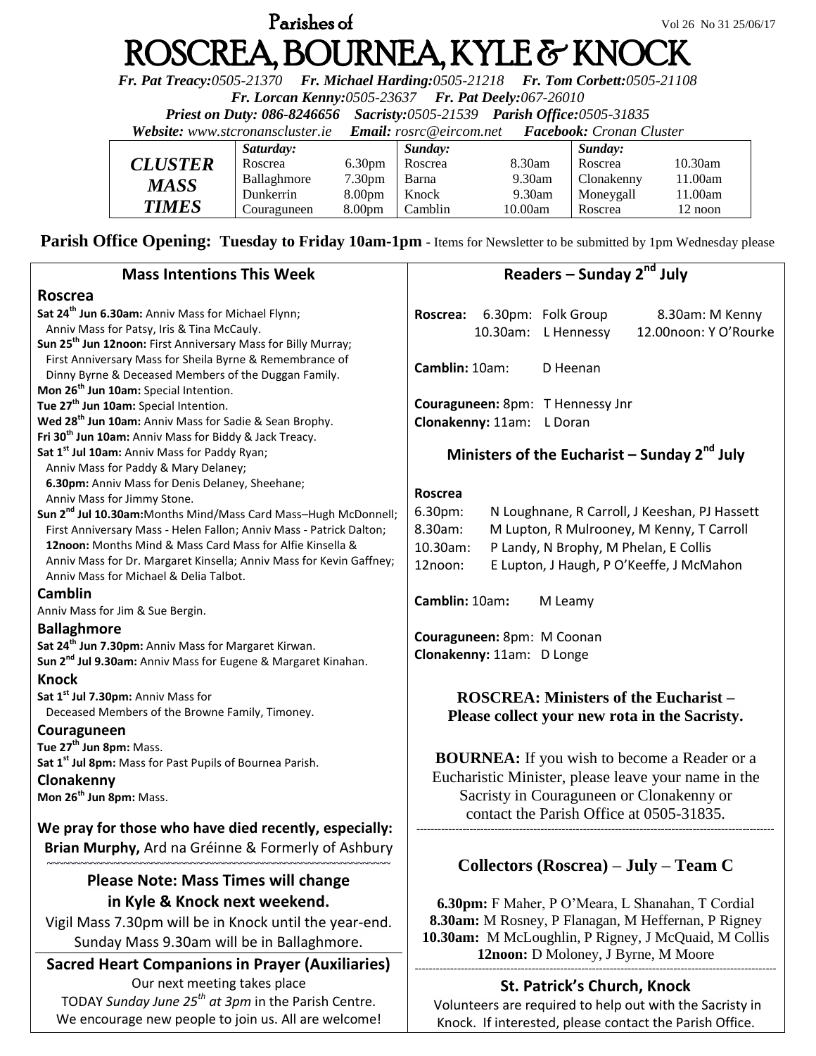# Parishes of ROSCREA, BOURNEA, KYLE & KNOCK

Vol 26 No 31 25/06/17

***Fr. Pat Treacy:****0505-21370* ***Fr. Michael Harding:****0505-21218* ***Fr. Tom Corbett:****0505-21108*
***Fr. Lorcan Kenny:****0505-23637* ***Fr. Pat Deely:****067-26010*
***Priest on Duty: 086-8246656 Sacristy:****0505-21539* ***Parish Office:****0505-31835*
***Website:*** *www.stcronanscluster.ie* ***Email:*** *rosrc@eircom.net* ***Facebook:*** *Cronan Cluster*

| *CLUSTER MASS TIMES* | *Saturday:* | | *Sunday:* | | *Sunday:* | |
|---|---|---|---|---|---|---|
| | Roscrea | 6.30pm | Roscrea | 8.30am | Roscrea | 10.30am |
| | Ballaghmore | 7.30pm | Barna | 9.30am | Clonakenny | 11.00am |
| | Dunkerrin | 8.00pm | Knock | 9.30am | Moneygall | 11.00am |
| | Couraguneen | 8.00pm | Camblin | 10.00am | Roscrea | 12 noon |

**Parish Office Opening: Tuesday to Friday 10am-1pm** - Items for Newsletter to be submitted by 1pm Wednesday please

## Mass Intentions This Week

### Roscrea

**Sat 24th Jun 6.30am:** Anniv Mass for Michael Flynn; Anniv Mass for Patsy, Iris & Tina McCauly.
**Sun 25th Jun 12noon:** First Anniversary Mass for Billy Murray; First Anniversary Mass for Sheila Byrne & Remembrance of Dinny Byrne & Deceased Members of the Duggan Family.
**Mon 26th Jun 10am:** Special Intention.
**Tue 27th Jun 10am:** Special Intention.
**Wed 28th Jun 10am:** Anniv Mass for Sadie & Sean Brophy.
**Fri 30th Jun 10am:** Anniv Mass for Biddy & Jack Treacy.
**Sat 1st Jul 10am:** Anniv Mass for Paddy Ryan; Anniv Mass for Paddy & Mary Delaney;
**6.30pm:** Anniv Mass for Denis Delaney, Sheehane; Anniv Mass for Jimmy Stone.
**Sun 2nd Jul 10.30am:** Months Mind/Mass Card Mass–Hugh McDonnell; First Anniversary Mass - Helen Fallon; Anniv Mass - Patrick Dalton;
**12noon:** Months Mind & Mass Card Mass for Alfie Kinsella & Anniv Mass for Dr. Margaret Kinsella; Anniv Mass for Kevin Gaffney; Anniv Mass for Michael & Delia Talbot.

### Camblin

Anniv Mass for Jim & Sue Bergin.

### Ballaghmore

**Sat 24th Jun 7.30pm:** Anniv Mass for Margaret Kirwan.
**Sun 2nd Jul 9.30am:** Anniv Mass for Eugene & Margaret Kinahan.

### Knock

**Sat 1st Jul 7.30pm:** Anniv Mass for Deceased Members of the Browne Family, Timoney.

### Couraguneen

**Tue 27th Jun 8pm:** Mass.
**Sat 1st Jul 8pm:** Mass for Past Pupils of Bournea Parish.

### Clonakenny

**Mon 26th Jun 8pm:** Mass.

**We pray for those who have died recently, especially:**
**Brian Murphy,** Ard na Gréinne & Formerly of Ashbury

**Please Note: Mass Times will change in Kyle & Knock next weekend.**
Vigil Mass 7.30pm will be in Knock until the year-end.
Sunday Mass 9.30am will be in Ballaghmore.

### Sacred Heart Companions in Prayer (Auxiliaries)

Our next meeting takes place TODAY *Sunday June 25th at 3pm* in the Parish Centre. We encourage new people to join us. All are welcome!

## Readers – Sunday 2nd July

**Roscrea:** 6.30pm: Folk Group — 8.30am: M Kenny — 10.30am: L Hennessy — 12.00noon: Y O'Rourke

**Camblin:** 10am: D Heenan

**Couraguneen:** 8pm: T Hennessy Jnr
**Clonakenny:** 11am: L Doran

## Ministers of the Eucharist – Sunday 2nd July

**Roscrea**
6.30pm: N Loughnane, R Carroll, J Keeshan, PJ Hassett
8.30am: M Lupton, R Mulrooney, M Kenny, T Carroll
10.30am: P Landy, N Brophy, M Phelan, E Collis
12noon: E Lupton, J Haugh, P O'Keeffe, J McMahon

**Camblin:** 10am: M Leamy

**Couraguneen:** 8pm: M Coonan
**Clonakenny:** 11am: D Longe

**ROSCREA: Ministers of the Eucharist – Please collect your new rota in the Sacristy.**

**BOURNEA:** If you wish to become a Reader or a Eucharistic Minister, please leave your name in the Sacristy in Couraguneen or Clonakenny or contact the Parish Office at 0505-31835.

## Collectors (Roscrea) – July – Team C

**6.30pm:** F Maher, P O'Meara, L Shanahan, T Cordial
**8.30am:** M Rosney, P Flanagan, M Heffernan, P Rigney
**10.30am:** M McLoughlin, P Rigney, J McQuaid, M Collis
**12noon:** D Moloney, J Byrne, M Moore

## St. Patrick's Church, Knock

Volunteers are required to help out with the Sacristy in Knock. If interested, please contact the Parish Office.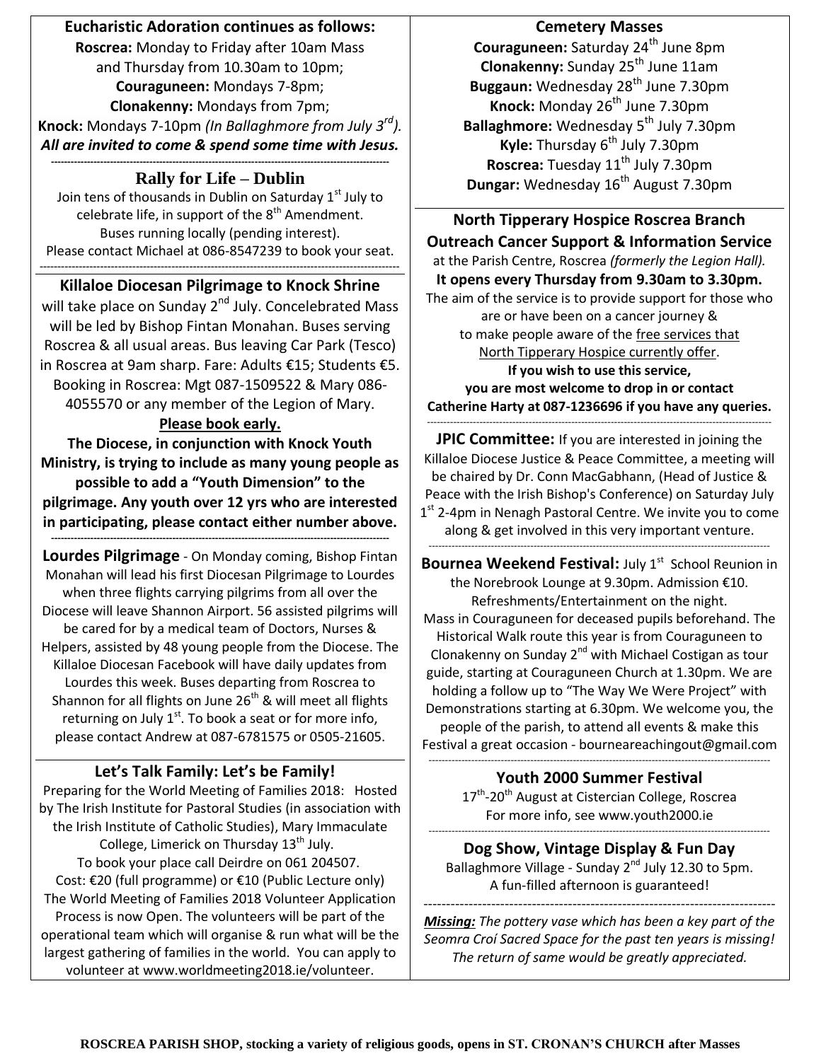**Eucharistic Adoration continues as follows:**

**Roscrea:** Monday to Friday after 10am Mass and Thursday from 10.30am to 10pm;
**Couraguneen:** Mondays 7-8pm;
**Clonakenny:** Mondays from 7pm;
**Knock:** Mondays 7-10pm *(In Ballaghmore from July 3rd).*
***All are invited to come & spend some time with Jesus.***

---

## Rally for Life – Dublin

Join tens of thousands in Dublin on Saturday 1st July to celebrate life, in support of the 8th Amendment. Buses running locally (pending interest). Please contact Michael at 086-8547239 to book your seat.

---

## Killaloe Diocesan Pilgrimage to Knock Shrine

will take place on Sunday 2nd July. Concelebrated Mass will be led by Bishop Fintan Monahan. Buses serving Roscrea & all usual areas. Bus leaving Car Park (Tesco) in Roscrea at 9am sharp. Fare: Adults €15; Students €5. Booking in Roscrea: Mgt 087-1509522 & Mary 086-4055570 or any member of the Legion of Mary.

**Please book early.**

**The Diocese, in conjunction with Knock Youth Ministry, is trying to include as many young people as possible to add a "Youth Dimension" to the pilgrimage. Any youth over 12 yrs who are interested in participating, please contact either number above.**

---

**Lourdes Pilgrimage** - On Monday coming, Bishop Fintan Monahan will lead his first Diocesan Pilgrimage to Lourdes when three flights carrying pilgrims from all over the Diocese will leave Shannon Airport. 56 assisted pilgrims will be cared for by a medical team of Doctors, Nurses & Helpers, assisted by 48 young people from the Diocese. The Killaloe Diocesan Facebook will have daily updates from Lourdes this week. Buses departing from Roscrea to Shannon for all flights on June 26th & will meet all flights returning on July 1st. To book a seat or for more info, please contact Andrew at 087-6781575 or 0505-21605.

---

## Let's Talk Family: Let's be Family!

Preparing for the World Meeting of Families 2018: Hosted by The Irish Institute for Pastoral Studies (in association with the Irish Institute of Catholic Studies), Mary Immaculate College, Limerick on Thursday 13th July.
To book your place call Deirdre on 061 204507.
Cost: €20 (full programme) or €10 (Public Lecture only)
The World Meeting of Families 2018 Volunteer Application Process is now Open. The volunteers will be part of the operational team which will organise & run what will be the largest gathering of families in the world. You can apply to volunteer at www.worldmeeting2018.ie/volunteer.

---

## Cemetery Masses

**Couraguneen:** Saturday 24th June 8pm
**Clonakenny:** Sunday 25th June 11am
**Buggaun:** Wednesday 28th June 7.30pm
**Knock:** Monday 26th June 7.30pm
**Ballaghmore:** Wednesday 5th July 7.30pm
**Kyle:** Thursday 6th July 7.30pm
**Roscrea:** Tuesday 11th July 7.30pm
**Dungar:** Wednesday 16th August 7.30pm

---

## North Tipperary Hospice Roscrea Branch Outreach Cancer Support & Information Service

at the Parish Centre, Roscrea *(formerly the Legion Hall).*

**It opens every Thursday from 9.30am to 3.30pm.**

The aim of the service is to provide support for those who are or have been on a cancer journey & to make people aware of the free services that North Tipperary Hospice currently offer.

**If you wish to use this service, you are most welcome to drop in or contact Catherine Harty at 087-1236696 if you have any queries.**

---

**JPIC Committee:** If you are interested in joining the Killaloe Diocese Justice & Peace Committee, a meeting will be chaired by Dr. Conn MacGabhann, (Head of Justice & Peace with the Irish Bishop's Conference) on Saturday July 1st 2-4pm in Nenagh Pastoral Centre. We invite you to come along & get involved in this very important venture.

---

**Bournea Weekend Festival:** July 1st School Reunion in the Norebrook Lounge at 9.30pm. Admission €10. Refreshments/Entertainment on the night.
Mass in Couraguneen for deceased pupils beforehand. The Historical Walk route this year is from Couraguneen to Clonakenny on Sunday 2nd with Michael Costigan as tour guide, starting at Couraguneen Church at 1.30pm. We are holding a follow up to "The Way We Were Project" with Demonstrations starting at 6.30pm. We welcome you, the people of the parish, to attend all events & make this Festival a great occasion - bourneareachingout@gmail.com

---

## Youth 2000 Summer Festival

17th-20th August at Cistercian College, Roscrea
For more info, see www.youth2000.ie

---

## Dog Show, Vintage Display & Fun Day

Ballaghmore Village - Sunday 2nd July 12.30 to 5pm.
A fun-filled afternoon is guaranteed!

---

***Missing:*** *The pottery vase which has been a key part of the Seomra Croí Sacred Space for the past ten years is missing! The return of same would be greatly appreciated.*

**ROSCREA PARISH SHOP, stocking a variety of religious goods, opens in ST. CRONAN'S CHURCH after Masses**